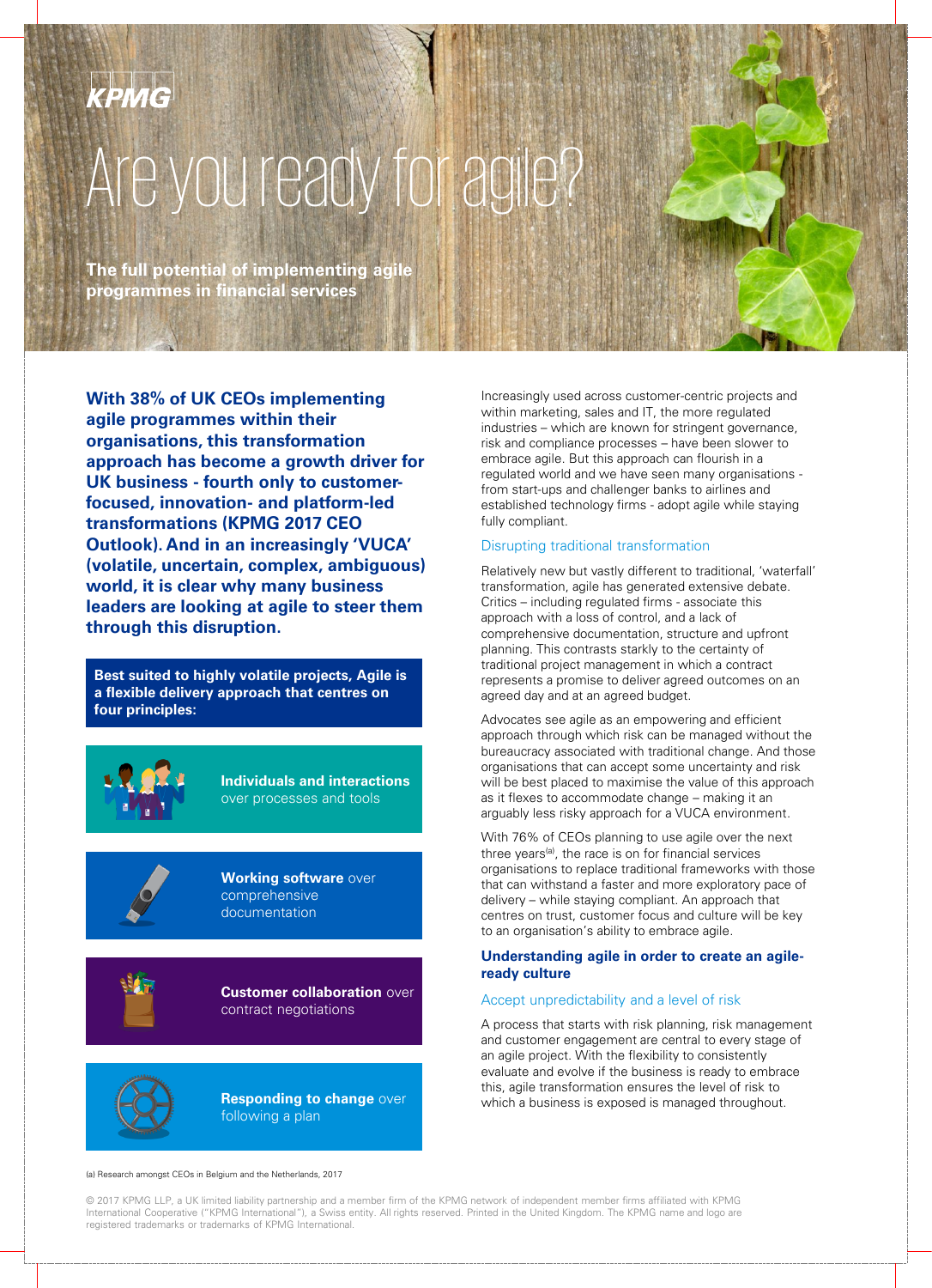KPMG

# Are you ready for agile?

**The full potential of implementing agile programmes in financial services**

**With 38% of UK CEOs implementing agile programmes within their organisations, this transformation approach has become a growth driver for UK business - fourth only to customer-focused, innovation- and platform-led transformations (KPMG 2017 CEO Outlook). And in an increasingly 'VUCA' (volatile, uncertain, complex, ambiguous) world, it is clear why many business leaders are looking at agile to steer them through this disruption.**

**Best suited to highly volatile projects, Agile is a flexible delivery approach that centres on four principles:**

- **Individuals and interactions** over processes and tools
- **Working software** over comprehensive documentation
- **Customer collaboration** over contract negotiations
- **Responding to change** over following a plan

Increasingly used across customer-centric projects and within marketing, sales and IT, the more regulated industries – which are known for stringent governance, risk and compliance processes – have been slower to embrace agile. But this approach can flourish in a regulated world and we have seen many organisations - from start-ups and challenger banks to airlines and established technology firms - adopt agile while staying fully compliant.

### Disrupting traditional transformation

Relatively new but vastly different to traditional, 'waterfall' transformation, agile has generated extensive debate. Critics – including regulated firms - associate this approach with a loss of control, and a lack of comprehensive documentation, structure and upfront planning. This contrasts starkly to the certainty of traditional project management in which a contract represents a promise to deliver agreed outcomes on an agreed day and at an agreed budget.

Advocates see agile as an empowering and efficient approach through which risk can be managed without the bureaucracy associated with traditional change. And those organisations that can accept some uncertainty and risk will be best placed to maximise the value of this approach as it flexes to accommodate change – making it an arguably less risky approach for a VUCA environment.

With 76% of CEOs planning to use agile over the next three years[a], the race is on for financial services organisations to replace traditional frameworks with those that can withstand a faster and more exploratory pace of delivery – while staying compliant. An approach that centres on trust, customer focus and culture will be key to an organisation's ability to embrace agile.

## Understanding agile in order to create an agile-ready culture

### Accept unpredictability and a level of risk

A process that starts with risk planning, risk management and customer engagement are central to every stage of an agile project. With the flexibility to consistently evaluate and evolve if the business is ready to embrace this, agile transformation ensures the level of risk to which a business is exposed is managed throughout.

(a) Research amongst CEOs in Belgium and the Netherlands, 2017

© 2017 KPMG LLP, a UK limited liability partnership and a member firm of the KPMG network of independent member firms affiliated with KPMG International Cooperative ("KPMG International"), a Swiss entity. All rights reserved. Printed in the United Kingdom. The KPMG name and logo are registered trademarks or trademarks of KPMG International.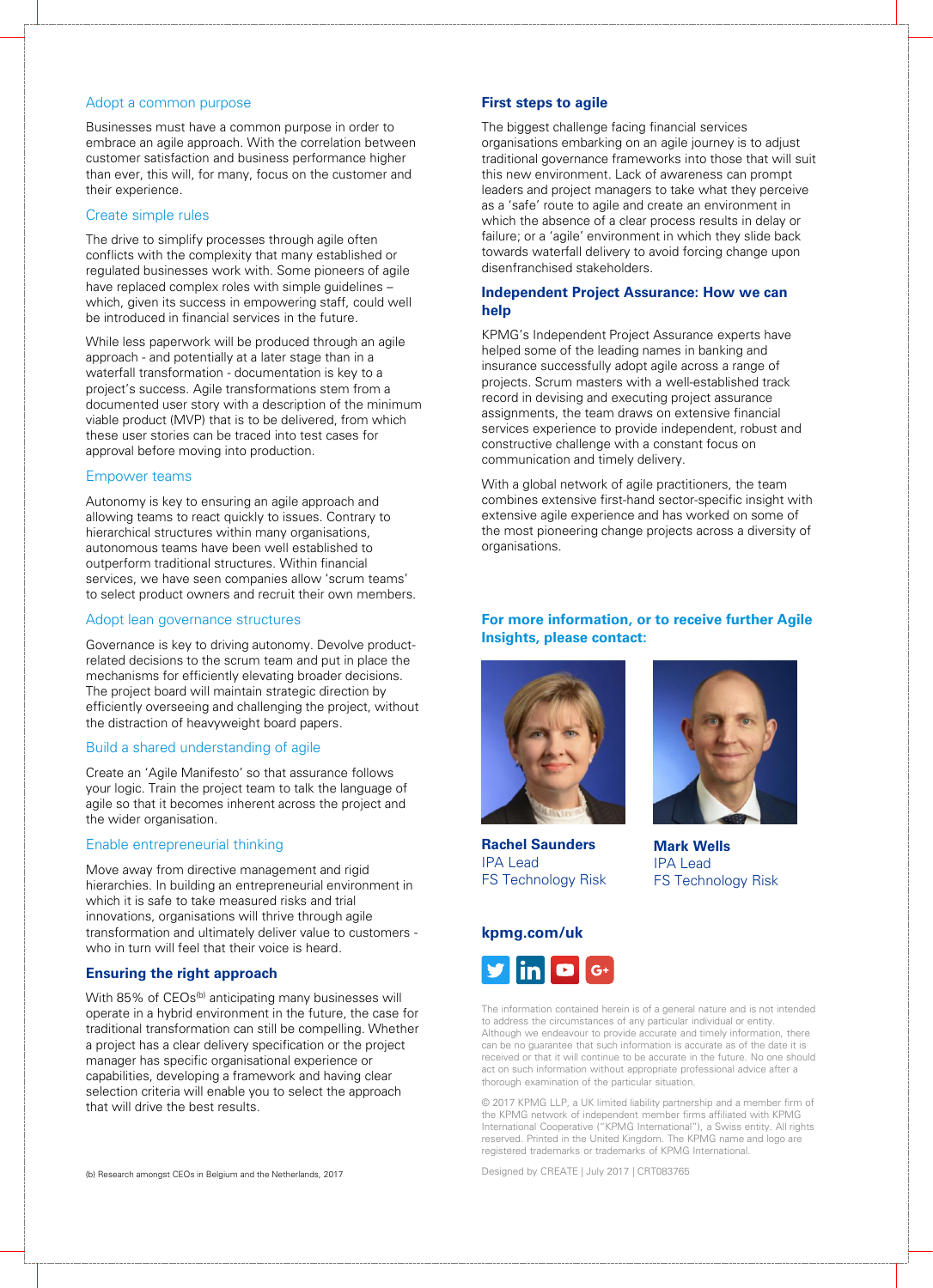### Adopt a common purpose

Businesses must have a common purpose in order to embrace an agile approach. With the correlation between customer satisfaction and business performance higher than ever, this will, for many, focus on the customer and their experience.

### Create simple rules

The drive to simplify processes through agile often conflicts with the complexity that many established or regulated businesses work with. Some pioneers of agile have replaced complex roles with simple guidelines – which, given its success in empowering staff, could well be introduced in financial services in the future.

While less paperwork will be produced through an agile approach - and potentially at a later stage than in a waterfall transformation - documentation is key to a project's success. Agile transformations stem from a documented user story with a description of the minimum viable product (MVP) that is to be delivered, from which these user stories can be traced into test cases for approval before moving into production.

### Empower teams

Autonomy is key to ensuring an agile approach and allowing teams to react quickly to issues. Contrary to hierarchical structures within many organisations, autonomous teams have been well established to outperform traditional structures. Within financial services, we have seen companies allow 'scrum teams' to select product owners and recruit their own members.

### Adopt lean governance structures

Governance is key to driving autonomy. Devolve product-related decisions to the scrum team and put in place the mechanisms for efficiently elevating broader decisions. The project board will maintain strategic direction by efficiently overseeing and challenging the project, without the distraction of heavyweight board papers.

### Build a shared understanding of agile

Create an 'Agile Manifesto' so that assurance follows your logic. Train the project team to talk the language of agile so that it becomes inherent across the project and the wider organisation.

### Enable entrepreneurial thinking

Move away from directive management and rigid hierarchies. In building an entrepreneurial environment in which it is safe to take measured risks and trial innovations, organisations will thrive through agile transformation and ultimately deliver value to customers - who in turn will feel that their voice is heard.

## Ensuring the right approach

With 85% of CEOs[b] anticipating many businesses will operate in a hybrid environment in the future, the case for traditional transformation can still be compelling. Whether a project has a clear delivery specification or the project manager has specific organisational experience or capabilities, developing a framework and having clear selection criteria will enable you to select the approach that will drive the best results.

(b) Research amongst CEOs in Belgium and the Netherlands, 2017

## First steps to agile

The biggest challenge facing financial services organisations embarking on an agile journey is to adjust traditional governance frameworks into those that will suit this new environment. Lack of awareness can prompt leaders and project managers to take what they perceive as a 'safe' route to agile and create an environment in which the absence of a clear process results in delay or failure; or a 'agile' environment in which they slide back towards waterfall delivery to avoid forcing change upon disenfranchised stakeholders.

## Independent Project Assurance: How we can help

KPMG's Independent Project Assurance experts have helped some of the leading names in banking and insurance successfully adopt agile across a range of projects. Scrum masters with a well-established track record in devising and executing project assurance assignments, the team draws on extensive financial services experience to provide independent, robust and constructive challenge with a constant focus on communication and timely delivery.

With a global network of agile practitioners, the team combines extensive first-hand sector-specific insight with extensive agile experience and has worked on some of the most pioneering change projects across a diversity of organisations.

**For more information, or to receive further Agile Insights, please contact:**

**Rachel Saunders**
IPA Lead
FS Technology Risk

**Mark Wells**
IPA Lead
FS Technology Risk

**kpmg.com/uk**

The information contained herein is of a general nature and is not intended to address the circumstances of any particular individual or entity. Although we endeavour to provide accurate and timely information, there can be no guarantee that such information is accurate as of the date it is received or that it will continue to be accurate in the future. No one should act on such information without appropriate professional advice after a thorough examination of the particular situation.

© 2017 KPMG LLP, a UK limited liability partnership and a member firm of the KPMG network of independent member firms affiliated with KPMG International Cooperative ("KPMG International"), a Swiss entity. All rights reserved. Printed in the United Kingdom. The KPMG name and logo are registered trademarks or trademarks of KPMG International.

Designed by CREATE | July 2017 | CRT083765